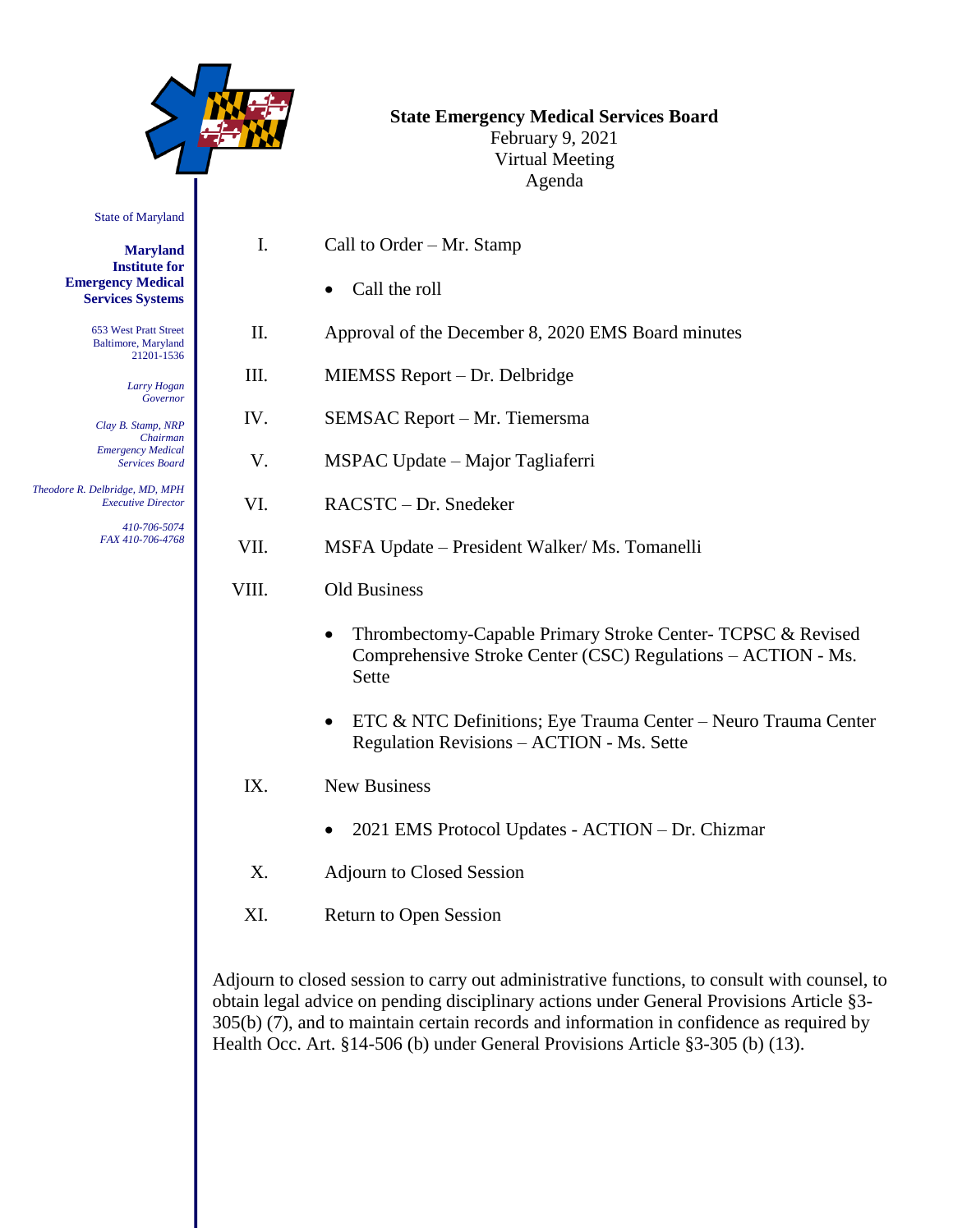# State Emergency Medical Services Board

February 9, 2021
Virtual Meeting
Agenda

State of Maryland

**Maryland Institute for Emergency Medical Services Systems**

653 West Pratt Street
Baltimore, Maryland
21201-1536

*Larry Hogan*
*Governor*

*Clay B. Stamp, NRP*
*Chairman*
*Emergency Medical Services Board*

*Theodore R. Delbridge, MD, MPH*
*Executive Director*

*410-706-5074*
*FAX 410-706-4768*

I. Call to Order – Mr. Stamp

- Call the roll

II. Approval of the December 8, 2020 EMS Board minutes

III. MIEMSS Report – Dr. Delbridge

IV. SEMSAC Report – Mr. Tiemersma

V. MSPAC Update – Major Tagliaferri

VI. RACSTC – Dr. Snedeker

VII. MSFA Update – President Walker/ Ms. Tomanelli

VIII. Old Business

- Thrombectomy-Capable Primary Stroke Center- TCPSC & Revised Comprehensive Stroke Center (CSC) Regulations – ACTION - Ms. Sette
- ETC & NTC Definitions; Eye Trauma Center – Neuro Trauma Center Regulation Revisions – ACTION - Ms. Sette

IX. New Business

- 2021 EMS Protocol Updates - ACTION – Dr. Chizmar

X. Adjourn to Closed Session

XI. Return to Open Session

Adjourn to closed session to carry out administrative functions, to consult with counsel, to obtain legal advice on pending disciplinary actions under General Provisions Article §3-305(b) (7), and to maintain certain records and information in confidence as required by Health Occ. Art. §14-506 (b) under General Provisions Article §3-305 (b) (13).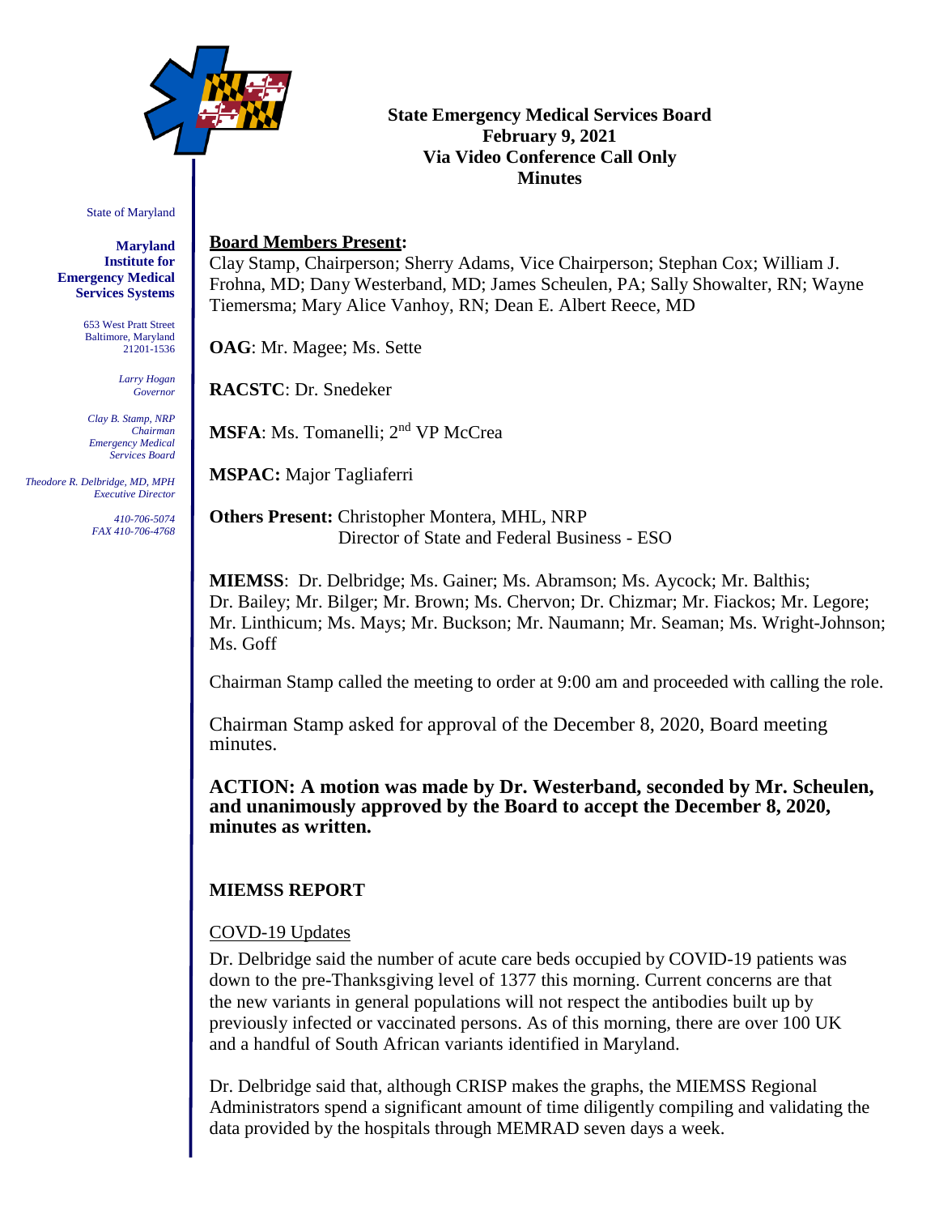# State Emergency Medical Services Board
# February 9, 2021
# Via Video Conference Call Only
# Minutes

State of Maryland

**Maryland Institute for Emergency Medical Services Systems**

653 West Pratt Street
Baltimore, Maryland
21201-1536

*Larry Hogan*
*Governor*

*Clay B. Stamp, NRP*
*Chairman*
*Emergency Medical Services Board*

*Theodore R. Delbridge, MD, MPH*
*Executive Director*

*410-706-5074*
*FAX 410-706-4768*

**Board Members Present:**
Clay Stamp, Chairperson; Sherry Adams, Vice Chairperson; Stephan Cox; William J. Frohna, MD; Dany Westerband, MD; James Scheulen, PA; Sally Showalter, RN; Wayne Tiemersma; Mary Alice Vanhoy, RN; Dean E. Albert Reece, MD

**OAG**: Mr. Magee; Ms. Sette

**RACSTC**: Dr. Snedeker

**MSFA**: Ms. Tomanelli; 2nd VP McCrea

**MSPAC:** Major Tagliaferri

**Others Present:** Christopher Montera, MHL, NRP
Director of State and Federal Business - ESO

**MIEMSS**: Dr. Delbridge; Ms. Gainer; Ms. Abramson; Ms. Aycock; Mr. Balthis; Dr. Bailey; Mr. Bilger; Mr. Brown; Ms. Chervon; Dr. Chizmar; Mr. Fiackos; Mr. Legore; Mr. Linthicum; Ms. Mays; Mr. Buckson; Mr. Naumann; Mr. Seaman; Ms. Wright-Johnson; Ms. Goff

Chairman Stamp called the meeting to order at 9:00 am and proceeded with calling the role.

Chairman Stamp asked for approval of the December 8, 2020, Board meeting minutes.

**ACTION: A motion was made by Dr. Westerband, seconded by Mr. Scheulen, and unanimously approved by the Board to accept the December 8, 2020, minutes as written.**

## MIEMSS REPORT

COVD-19 Updates

Dr. Delbridge said the number of acute care beds occupied by COVID-19 patients was down to the pre-Thanksgiving level of 1377 this morning. Current concerns are that the new variants in general populations will not respect the antibodies built up by previously infected or vaccinated persons. As of this morning, there are over 100 UK and a handful of South African variants identified in Maryland.

Dr. Delbridge said that, although CRISP makes the graphs, the MIEMSS Regional Administrators spend a significant amount of time diligently compiling and validating the data provided by the hospitals through MEMRAD seven days a week.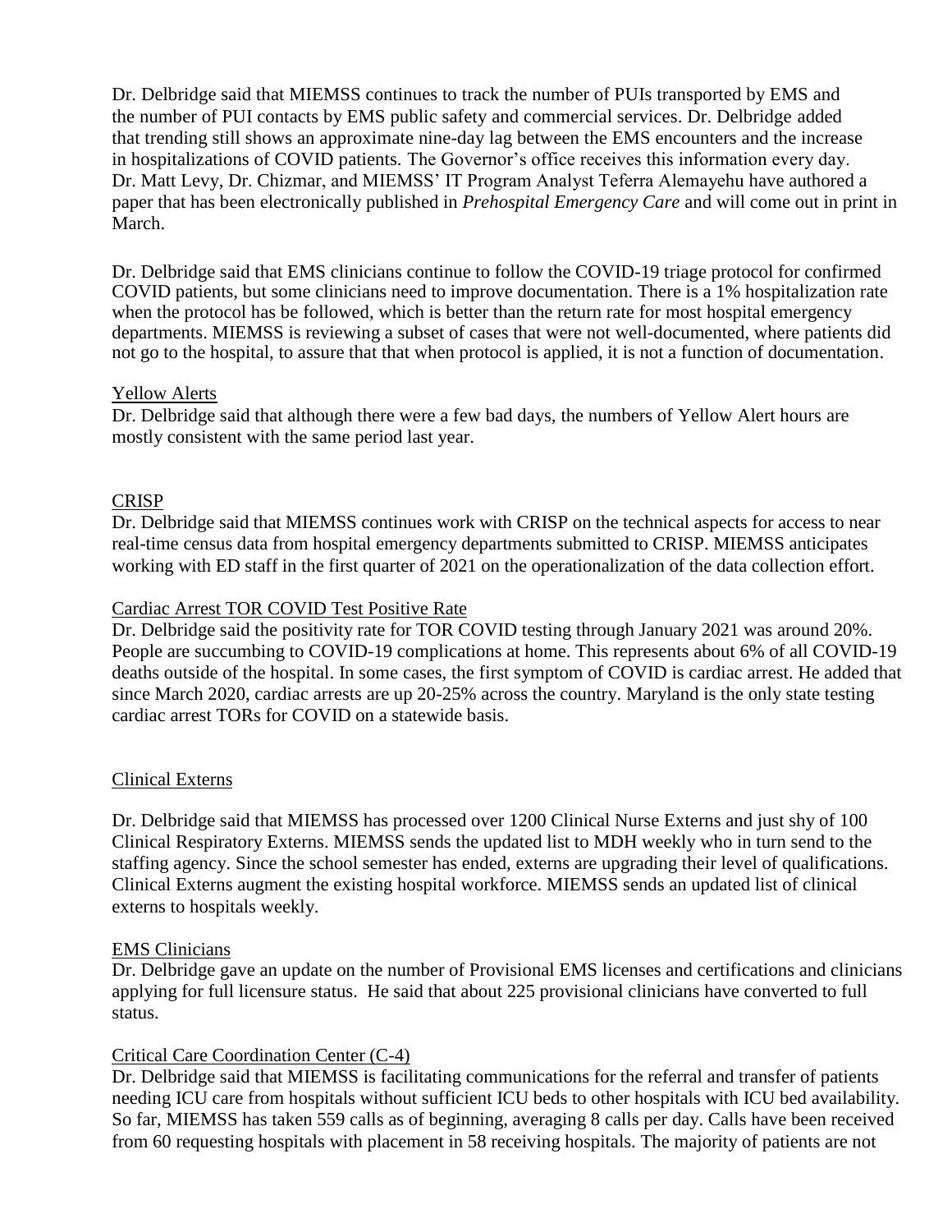Dr. Delbridge said that MIEMSS continues to track the number of PUIs transported by EMS and the number of PUI contacts by EMS public safety and commercial services. Dr. Delbridge added that trending still shows an approximate nine-day lag between the EMS encounters and the increase in hospitalizations of COVID patients. The Governor's office receives this information every day. Dr. Matt Levy, Dr. Chizmar, and MIEMSS' IT Program Analyst Teferra Alemayehu have authored a paper that has been electronically published in *Prehospital Emergency Care* and will come out in print in March.

Dr. Delbridge said that EMS clinicians continue to follow the COVID-19 triage protocol for confirmed COVID patients, but some clinicians need to improve documentation. There is a 1% hospitalization rate when the protocol has be followed, which is better than the return rate for most hospital emergency departments. MIEMSS is reviewing a subset of cases that were not well-documented, where patients did not go to the hospital, to assure that that when protocol is applied, it is not a function of documentation.

Yellow Alerts

Dr. Delbridge said that although there were a few bad days, the numbers of Yellow Alert hours are mostly consistent with the same period last year.

CRISP

Dr. Delbridge said that MIEMSS continues work with CRISP on the technical aspects for access to near real-time census data from hospital emergency departments submitted to CRISP. MIEMSS anticipates working with ED staff in the first quarter of 2021 on the operationalization of the data collection effort.

Cardiac Arrest TOR COVID Test Positive Rate

Dr. Delbridge said the positivity rate for TOR COVID testing through January 2021 was around 20%. People are succumbing to COVID-19 complications at home. This represents about 6% of all COVID-19 deaths outside of the hospital. In some cases, the first symptom of COVID is cardiac arrest. He added that since March 2020, cardiac arrests are up 20-25% across the country. Maryland is the only state testing cardiac arrest TORs for COVID on a statewide basis.

Clinical Externs

Dr. Delbridge said that MIEMSS has processed over 1200 Clinical Nurse Externs and just shy of 100 Clinical Respiratory Externs. MIEMSS sends the updated list to MDH weekly who in turn send to the staffing agency. Since the school semester has ended, externs are upgrading their level of qualifications. Clinical Externs augment the existing hospital workforce. MIEMSS sends an updated list of clinical externs to hospitals weekly.

EMS Clinicians

Dr. Delbridge gave an update on the number of Provisional EMS licenses and certifications and clinicians applying for full licensure status. He said that about 225 provisional clinicians have converted to full status.

Critical Care Coordination Center (C-4)

Dr. Delbridge said that MIEMSS is facilitating communications for the referral and transfer of patients needing ICU care from hospitals without sufficient ICU beds to other hospitals with ICU bed availability. So far, MIEMSS has taken 559 calls as of beginning, averaging 8 calls per day. Calls have been received from 60 requesting hospitals with placement in 58 receiving hospitals. The majority of patients are not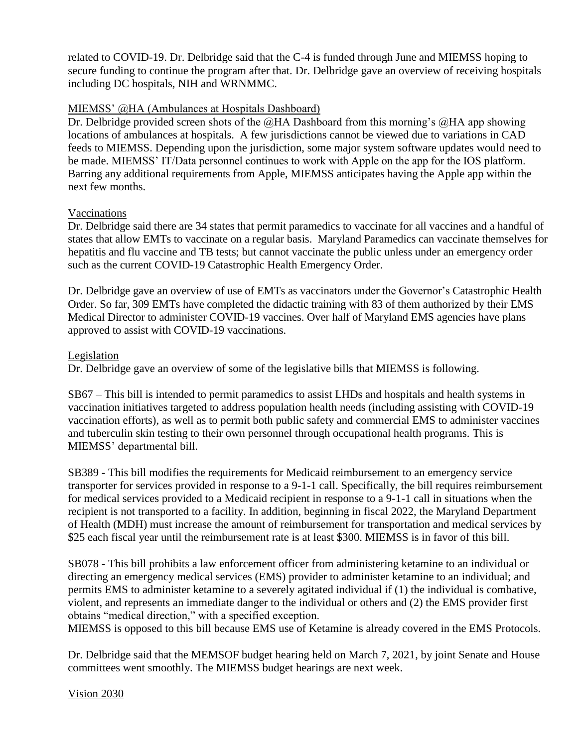related to COVID-19. Dr. Delbridge said that the C-4 is funded through June and MIEMSS hoping to secure funding to continue the program after that. Dr. Delbridge gave an overview of receiving hospitals including DC hospitals, NIH and WRNMMC.

MIEMSS' @HA (Ambulances at Hospitals Dashboard)

Dr. Delbridge provided screen shots of the @HA Dashboard from this morning's @HA app showing locations of ambulances at hospitals. A few jurisdictions cannot be viewed due to variations in CAD feeds to MIEMSS. Depending upon the jurisdiction, some major system software updates would need to be made. MIEMSS' IT/Data personnel continues to work with Apple on the app for the IOS platform. Barring any additional requirements from Apple, MIEMSS anticipates having the Apple app within the next few months.

Vaccinations

Dr. Delbridge said there are 34 states that permit paramedics to vaccinate for all vaccines and a handful of states that allow EMTs to vaccinate on a regular basis. Maryland Paramedics can vaccinate themselves for hepatitis and flu vaccine and TB tests; but cannot vaccinate the public unless under an emergency order such as the current COVID-19 Catastrophic Health Emergency Order.

Dr. Delbridge gave an overview of use of EMTs as vaccinators under the Governor's Catastrophic Health Order. So far, 309 EMTs have completed the didactic training with 83 of them authorized by their EMS Medical Director to administer COVID-19 vaccines. Over half of Maryland EMS agencies have plans approved to assist with COVID-19 vaccinations.

Legislation

Dr. Delbridge gave an overview of some of the legislative bills that MIEMSS is following.

SB67 – This bill is intended to permit paramedics to assist LHDs and hospitals and health systems in vaccination initiatives targeted to address population health needs (including assisting with COVID-19 vaccination efforts), as well as to permit both public safety and commercial EMS to administer vaccines and tuberculin skin testing to their own personnel through occupational health programs. This is MIEMSS' departmental bill.

SB389 - This bill modifies the requirements for Medicaid reimbursement to an emergency service transporter for services provided in response to a 9-1-1 call. Specifically, the bill requires reimbursement for medical services provided to a Medicaid recipient in response to a 9-1-1 call in situations when the recipient is not transported to a facility. In addition, beginning in fiscal 2022, the Maryland Department of Health (MDH) must increase the amount of reimbursement for transportation and medical services by $25 each fiscal year until the reimbursement rate is at least $300. MIEMSS is in favor of this bill.

SB078 - This bill prohibits a law enforcement officer from administering ketamine to an individual or directing an emergency medical services (EMS) provider to administer ketamine to an individual; and permits EMS to administer ketamine to a severely agitated individual if (1) the individual is combative, violent, and represents an immediate danger to the individual or others and (2) the EMS provider first obtains "medical direction," with a specified exception.
MIEMSS is opposed to this bill because EMS use of Ketamine is already covered in the EMS Protocols.

Dr. Delbridge said that the MEMSOF budget hearing held on March 7, 2021, by joint Senate and House committees went smoothly. The MIEMSS budget hearings are next week.

Vision 2030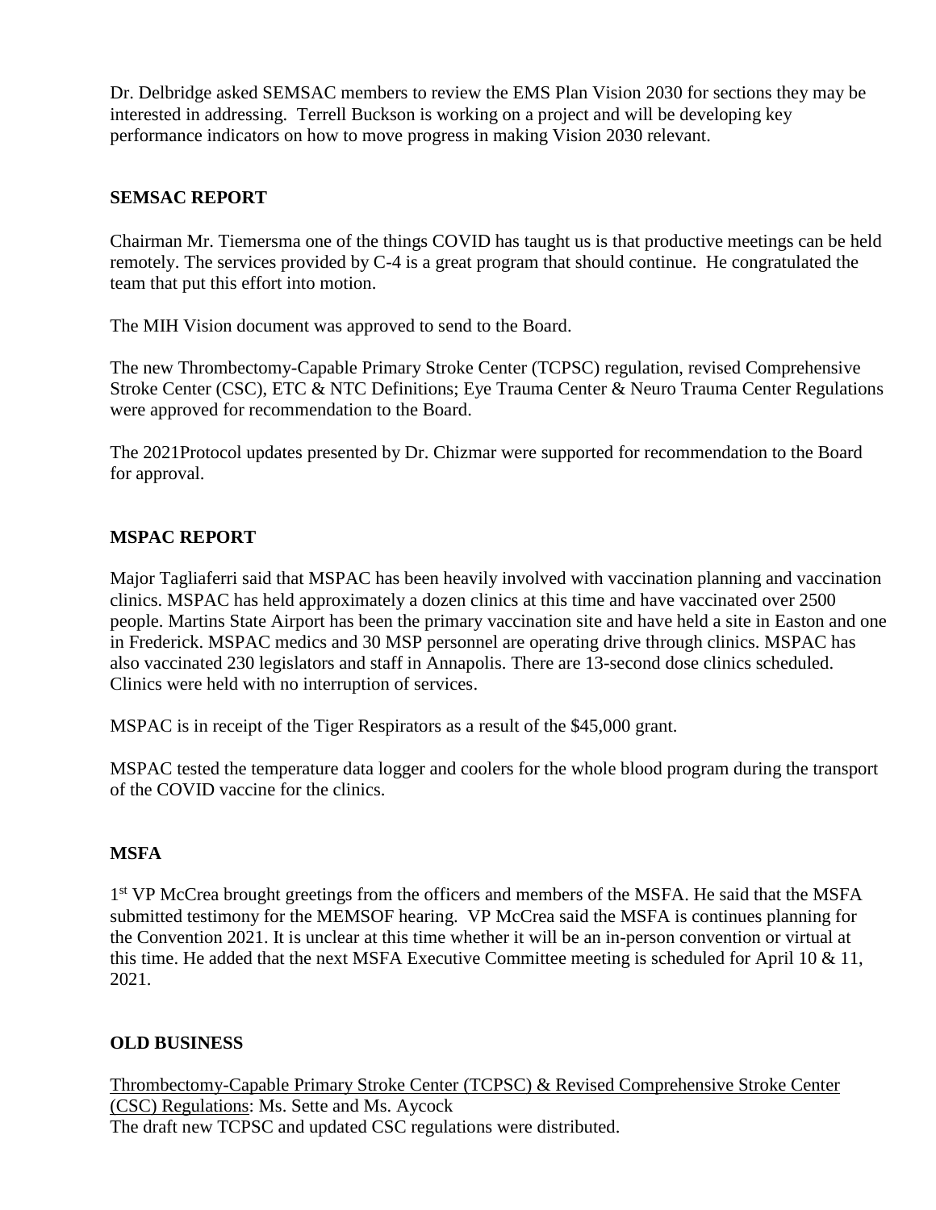Dr. Delbridge asked SEMSAC members to review the EMS Plan Vision 2030 for sections they may be interested in addressing. Terrell Buckson is working on a project and will be developing key performance indicators on how to move progress in making Vision 2030 relevant.

**SEMSAC REPORT**

Chairman Mr. Tiemersma one of the things COVID has taught us is that productive meetings can be held remotely. The services provided by C-4 is a great program that should continue. He congratulated the team that put this effort into motion.

The MIH Vision document was approved to send to the Board.

The new Thrombectomy-Capable Primary Stroke Center (TCPSC) regulation, revised Comprehensive Stroke Center (CSC), ETC & NTC Definitions; Eye Trauma Center & Neuro Trauma Center Regulations were approved for recommendation to the Board.

The 2021Protocol updates presented by Dr. Chizmar were supported for recommendation to the Board for approval.

**MSPAC REPORT**

Major Tagliaferri said that MSPAC has been heavily involved with vaccination planning and vaccination clinics. MSPAC has held approximately a dozen clinics at this time and have vaccinated over 2500 people. Martins State Airport has been the primary vaccination site and have held a site in Easton and one in Frederick. MSPAC medics and 30 MSP personnel are operating drive through clinics. MSPAC has also vaccinated 230 legislators and staff in Annapolis. There are 13-second dose clinics scheduled. Clinics were held with no interruption of services.

MSPAC is in receipt of the Tiger Respirators as a result of the $45,000 grant.

MSPAC tested the temperature data logger and coolers for the whole blood program during the transport of the COVID vaccine for the clinics.

**MSFA**

1st VP McCrea brought greetings from the officers and members of the MSFA. He said that the MSFA submitted testimony for the MEMSOF hearing. VP McCrea said the MSFA is continues planning for the Convention 2021. It is unclear at this time whether it will be an in-person convention or virtual at this time. He added that the next MSFA Executive Committee meeting is scheduled for April 10 & 11, 2021.

**OLD BUSINESS**

Thrombectomy-Capable Primary Stroke Center (TCPSC) & Revised Comprehensive Stroke Center (CSC) Regulations: Ms. Sette and Ms. Aycock
The draft new TCPSC and updated CSC regulations were distributed.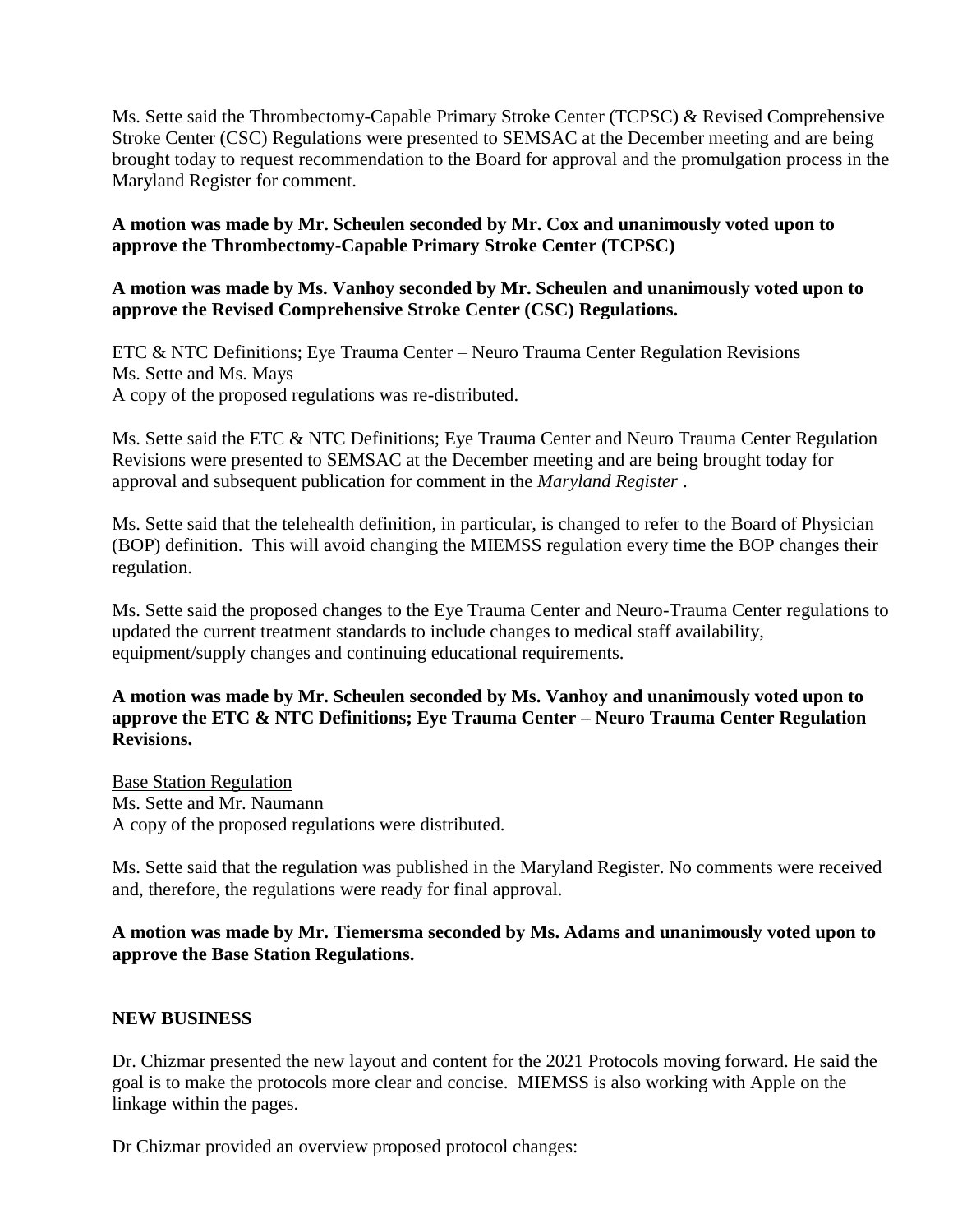Ms. Sette said the Thrombectomy-Capable Primary Stroke Center (TCPSC) & Revised Comprehensive Stroke Center (CSC) Regulations were presented to SEMSAC at the December meeting and are being brought today to request recommendation to the Board for approval and the promulgation process in the Maryland Register for comment.

**A motion was made by Mr. Scheulen seconded by Mr. Cox and unanimously voted upon to approve the Thrombectomy-Capable Primary Stroke Center (TCPSC)**

**A motion was made by Ms. Vanhoy seconded by Mr. Scheulen and unanimously voted upon to approve the Revised Comprehensive Stroke Center (CSC) Regulations.**

<u>ETC & NTC Definitions; Eye Trauma Center – Neuro Trauma Center Regulation Revisions</u>
Ms. Sette and Ms. Mays
A copy of the proposed regulations was re-distributed.

Ms. Sette said the ETC & NTC Definitions; Eye Trauma Center and Neuro Trauma Center Regulation Revisions were presented to SEMSAC at the December meeting and are being brought today for approval and subsequent publication for comment in the *Maryland Register* .

Ms. Sette said that the telehealth definition, in particular, is changed to refer to the Board of Physician (BOP) definition. This will avoid changing the MIEMSS regulation every time the BOP changes their regulation.

Ms. Sette said the proposed changes to the Eye Trauma Center and Neuro-Trauma Center regulations to updated the current treatment standards to include changes to medical staff availability, equipment/supply changes and continuing educational requirements.

**A motion was made by Mr. Scheulen seconded by Ms. Vanhoy and unanimously voted upon to approve the ETC & NTC Definitions; Eye Trauma Center – Neuro Trauma Center Regulation Revisions.**

<u>Base Station Regulation</u>
Ms. Sette and Mr. Naumann
A copy of the proposed regulations were distributed.

Ms. Sette said that the regulation was published in the Maryland Register. No comments were received and, therefore, the regulations were ready for final approval.

**A motion was made by Mr. Tiemersma seconded by Ms. Adams and unanimously voted upon to approve the Base Station Regulations.**

**NEW BUSINESS**

Dr. Chizmar presented the new layout and content for the 2021 Protocols moving forward. He said the goal is to make the protocols more clear and concise. MIEMSS is also working with Apple on the linkage within the pages.

Dr Chizmar provided an overview proposed protocol changes: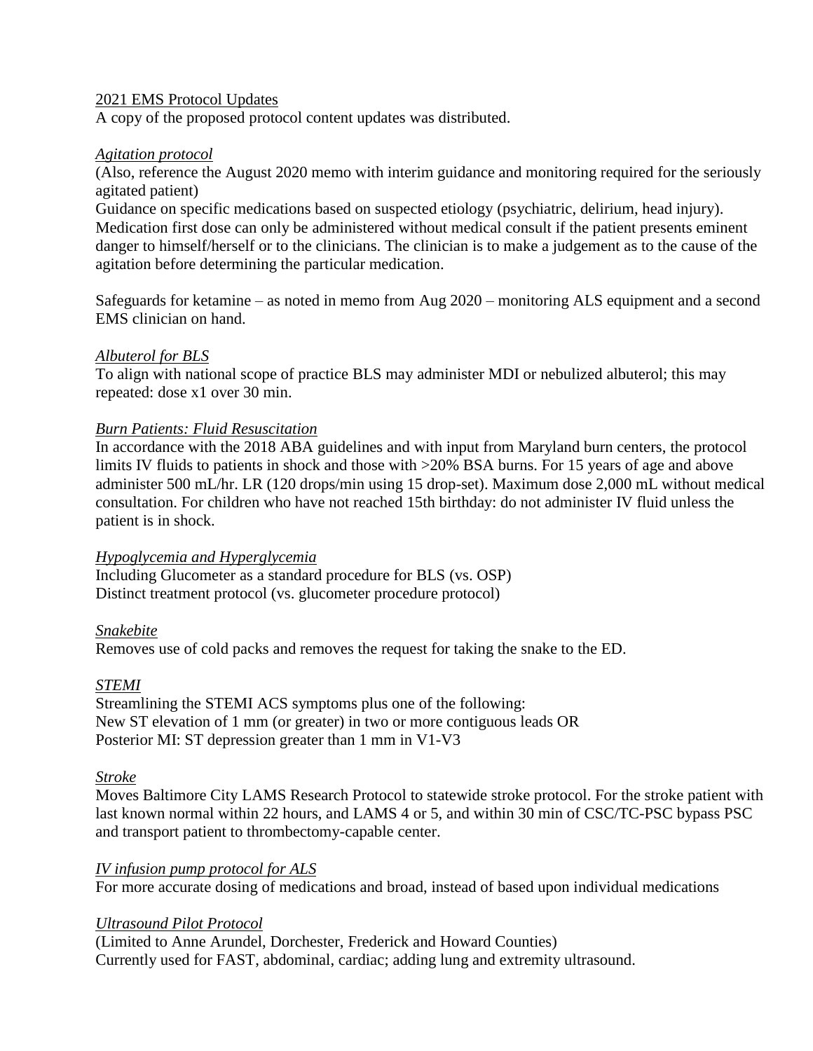2021 EMS Protocol Updates

A copy of the proposed protocol content updates was distributed.

*Agitation protocol*

(Also, reference the August 2020 memo with interim guidance and monitoring required for the seriously agitated patient)

Guidance on specific medications based on suspected etiology (psychiatric, delirium, head injury). Medication first dose can only be administered without medical consult if the patient presents eminent danger to himself/herself or to the clinicians. The clinician is to make a judgement as to the cause of the agitation before determining the particular medication.

Safeguards for ketamine – as noted in memo from Aug 2020 – monitoring ALS equipment and a second EMS clinician on hand.

*Albuterol for BLS*

To align with national scope of practice BLS may administer MDI or nebulized albuterol; this may repeated: dose x1 over 30 min.

*Burn Patients: Fluid Resuscitation*

In accordance with the 2018 ABA guidelines and with input from Maryland burn centers, the protocol limits IV fluids to patients in shock and those with >20% BSA burns. For 15 years of age and above administer 500 mL/hr. LR (120 drops/min using 15 drop-set). Maximum dose 2,000 mL without medical consultation. For children who have not reached 15th birthday: do not administer IV fluid unless the patient is in shock.

*Hypoglycemia and Hyperglycemia*

Including Glucometer as a standard procedure for BLS (vs. OSP)
Distinct treatment protocol (vs. glucometer procedure protocol)

*Snakebite*

Removes use of cold packs and removes the request for taking the snake to the ED.

*STEMI*

Streamlining the STEMI ACS symptoms plus one of the following:
New ST elevation of 1 mm (or greater) in two or more contiguous leads OR
Posterior MI: ST depression greater than 1 mm in V1-V3

*Stroke*

Moves Baltimore City LAMS Research Protocol to statewide stroke protocol. For the stroke patient with last known normal within 22 hours, and LAMS 4 or 5, and within 30 min of CSC/TC-PSC bypass PSC and transport patient to thrombectomy-capable center.

*IV infusion pump protocol for ALS*

For more accurate dosing of medications and broad, instead of based upon individual medications

*Ultrasound Pilot Protocol*

(Limited to Anne Arundel, Dorchester, Frederick and Howard Counties)
Currently used for FAST, abdominal, cardiac; adding lung and extremity ultrasound.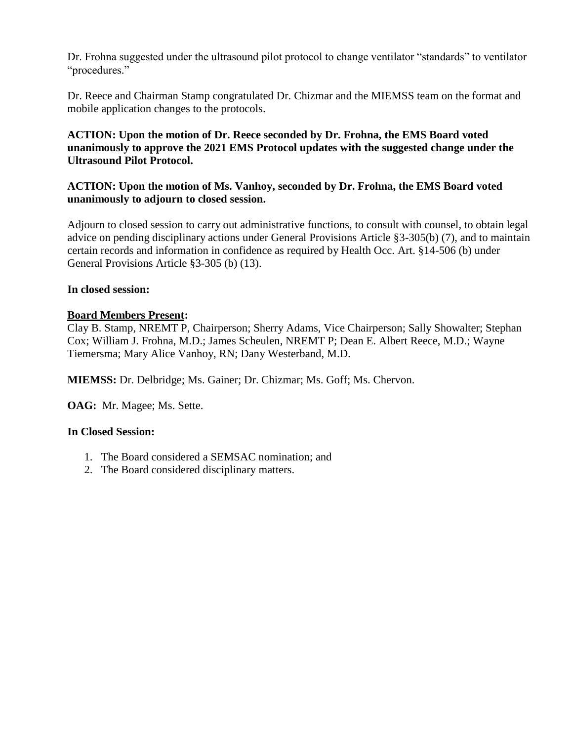Dr. Frohna suggested under the ultrasound pilot protocol to change ventilator "standards" to ventilator "procedures."

Dr. Reece and Chairman Stamp congratulated Dr. Chizmar and the MIEMSS team on the format and mobile application changes to the protocols.

**ACTION: Upon the motion of Dr. Reece seconded by Dr. Frohna, the EMS Board voted unanimously to approve the 2021 EMS Protocol updates with the suggested change under the Ultrasound Pilot Protocol.**

**ACTION: Upon the motion of Ms. Vanhoy, seconded by Dr. Frohna, the EMS Board voted unanimously to adjourn to closed session.**

Adjourn to closed session to carry out administrative functions, to consult with counsel, to obtain legal advice on pending disciplinary actions under General Provisions Article §3-305(b) (7), and to maintain certain records and information in confidence as required by Health Occ. Art. §14-506 (b) under General Provisions Article §3-305 (b) (13).

**In closed session:**

**<u>Board Members Present</u>:**
Clay B. Stamp, NREMT P, Chairperson; Sherry Adams, Vice Chairperson; Sally Showalter; Stephan Cox; William J. Frohna, M.D.; James Scheulen, NREMT P; Dean E. Albert Reece, M.D.; Wayne Tiemersma; Mary Alice Vanhoy, RN; Dany Westerband, M.D.

**MIEMSS:** Dr. Delbridge; Ms. Gainer; Dr. Chizmar; Ms. Goff; Ms. Chervon.

**OAG:** Mr. Magee; Ms. Sette.

**In Closed Session:**

1. The Board considered a SEMSAC nomination; and
2. The Board considered disciplinary matters.